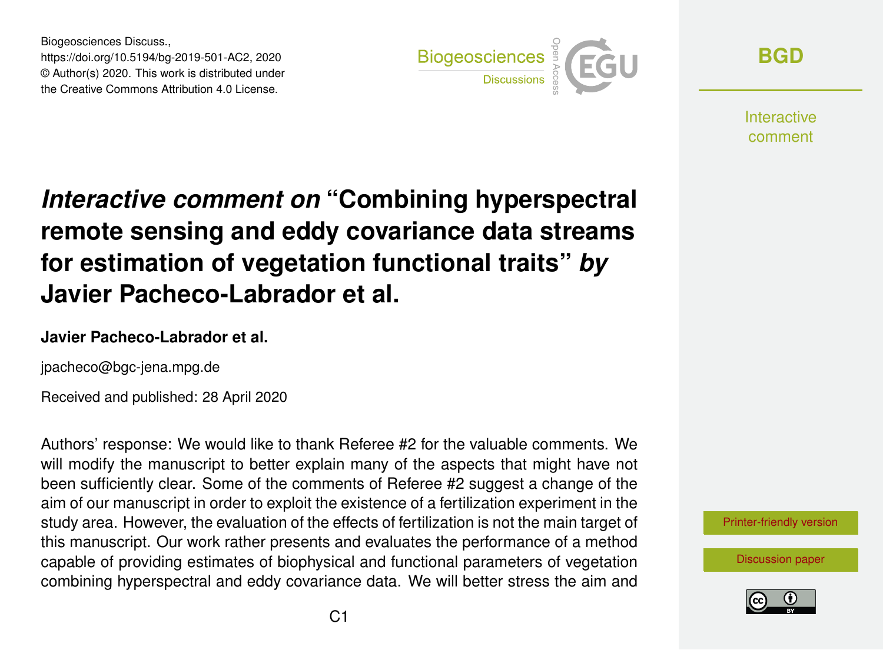Biogeosciences Discuss.,
https://doi.org/10.5194/bg-2019-501-AC2, 2020
© Author(s) 2020. This work is distributed under the Creative Commons Attribution 4.0 License.

# *Interactive comment on* "Combining hyperspectral remote sensing and eddy covariance data streams for estimation of vegetation functional traits" *by* Javier Pacheco-Labrador et al.

**Javier Pacheco-Labrador et al.**

jpacheco@bgc-jena.mpg.de

Received and published: 28 April 2020

Authors' response: We would like to thank Referee #2 for the valuable comments. We will modify the manuscript to better explain many of the aspects that might have not been sufficiently clear. Some of the comments of Referee #2 suggest a change of the aim of our manuscript in order to exploit the existence of a fertilization experiment in the study area. However, the evaluation of the effects of fertilization is not the main target of this manuscript. Our work rather presents and evaluates the performance of a method capable of providing estimates of biophysical and functional parameters of vegetation combining hyperspectral and eddy covariance data. We will better stress the aim and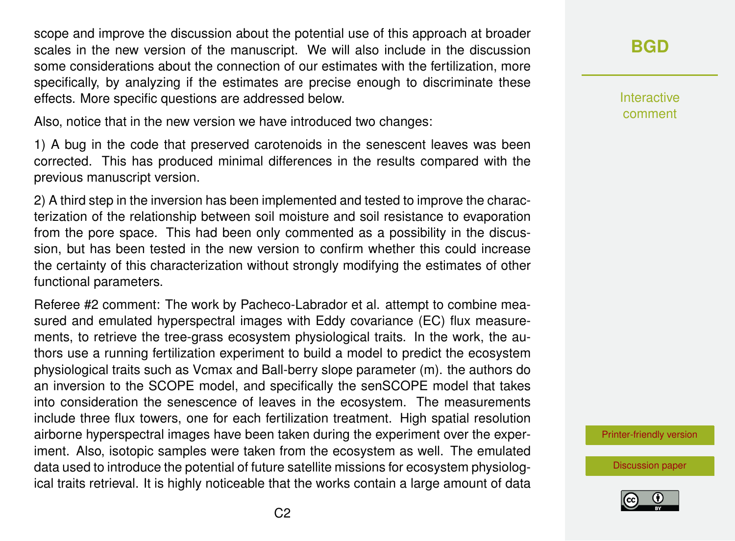scope and improve the discussion about the potential use of this approach at broader scales in the new version of the manuscript. We will also include in the discussion some considerations about the connection of our estimates with the fertilization, more specifically, by analyzing if the estimates are precise enough to discriminate these effects. More specific questions are addressed below.

Also, notice that in the new version we have introduced two changes:

1) A bug in the code that preserved carotenoids in the senescent leaves was been corrected. This has produced minimal differences in the results compared with the previous manuscript version.

2) A third step in the inversion has been implemented and tested to improve the characterization of the relationship between soil moisture and soil resistance to evaporation from the pore space. This had been only commented as a possibility in the discussion, but has been tested in the new version to confirm whether this could increase the certainty of this characterization without strongly modifying the estimates of other functional parameters.

Referee #2 comment: The work by Pacheco-Labrador et al. attempt to combine measured and emulated hyperspectral images with Eddy covariance (EC) flux measurements, to retrieve the tree-grass ecosystem physiological traits. In the work, the authors use a running fertilization experiment to build a model to predict the ecosystem physiological traits such as Vcmax and Ball-berry slope parameter (m). the authors do an inversion to the SCOPE model, and specifically the senSCOPE model that takes into consideration the senescence of leaves in the ecosystem. The measurements include three flux towers, one for each fertilization treatment. High spatial resolution airborne hyperspectral images have been taken during the experiment over the experiment. Also, isotopic samples were taken from the ecosystem as well. The emulated data used to introduce the potential of future satellite missions for ecosystem physiological traits retrieval. It is highly noticeable that the works contain a large amount of data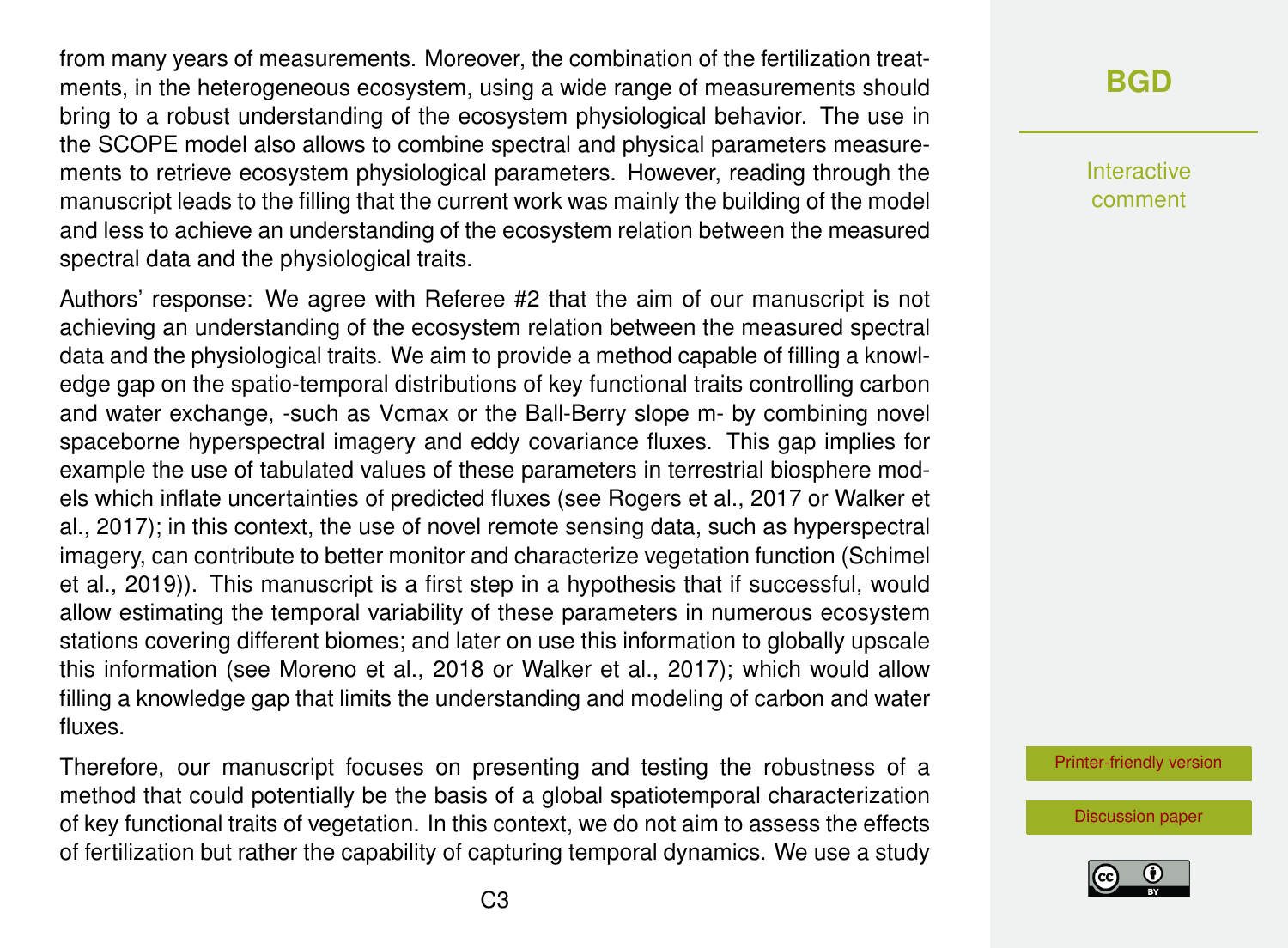from many years of measurements. Moreover, the combination of the fertilization treatments, in the heterogeneous ecosystem, using a wide range of measurements should bring to a robust understanding of the ecosystem physiological behavior. The use in the SCOPE model also allows to combine spectral and physical parameters measurements to retrieve ecosystem physiological parameters. However, reading through the manuscript leads to the filling that the current work was mainly the building of the model and less to achieve an understanding of the ecosystem relation between the measured spectral data and the physiological traits.

Authors' response: We agree with Referee #2 that the aim of our manuscript is not achieving an understanding of the ecosystem relation between the measured spectral data and the physiological traits. We aim to provide a method capable of filling a knowledge gap on the spatio-temporal distributions of key functional traits controlling carbon and water exchange, -such as Vcmax or the Ball-Berry slope m- by combining novel spaceborne hyperspectral imagery and eddy covariance fluxes. This gap implies for example the use of tabulated values of these parameters in terrestrial biosphere models which inflate uncertainties of predicted fluxes (see Rogers et al., 2017 or Walker et al., 2017); in this context, the use of novel remote sensing data, such as hyperspectral imagery, can contribute to better monitor and characterize vegetation function (Schimel et al., 2019)). This manuscript is a first step in a hypothesis that if successful, would allow estimating the temporal variability of these parameters in numerous ecosystem stations covering different biomes; and later on use this information to globally upscale this information (see Moreno et al., 2018 or Walker et al., 2017); which would allow filling a knowledge gap that limits the understanding and modeling of carbon and water fluxes.

Therefore, our manuscript focuses on presenting and testing the robustness of a method that could potentially be the basis of a global spatiotemporal characterization of key functional traits of vegetation. In this context, we do not aim to assess the effects of fertilization but rather the capability of capturing temporal dynamics. We use a study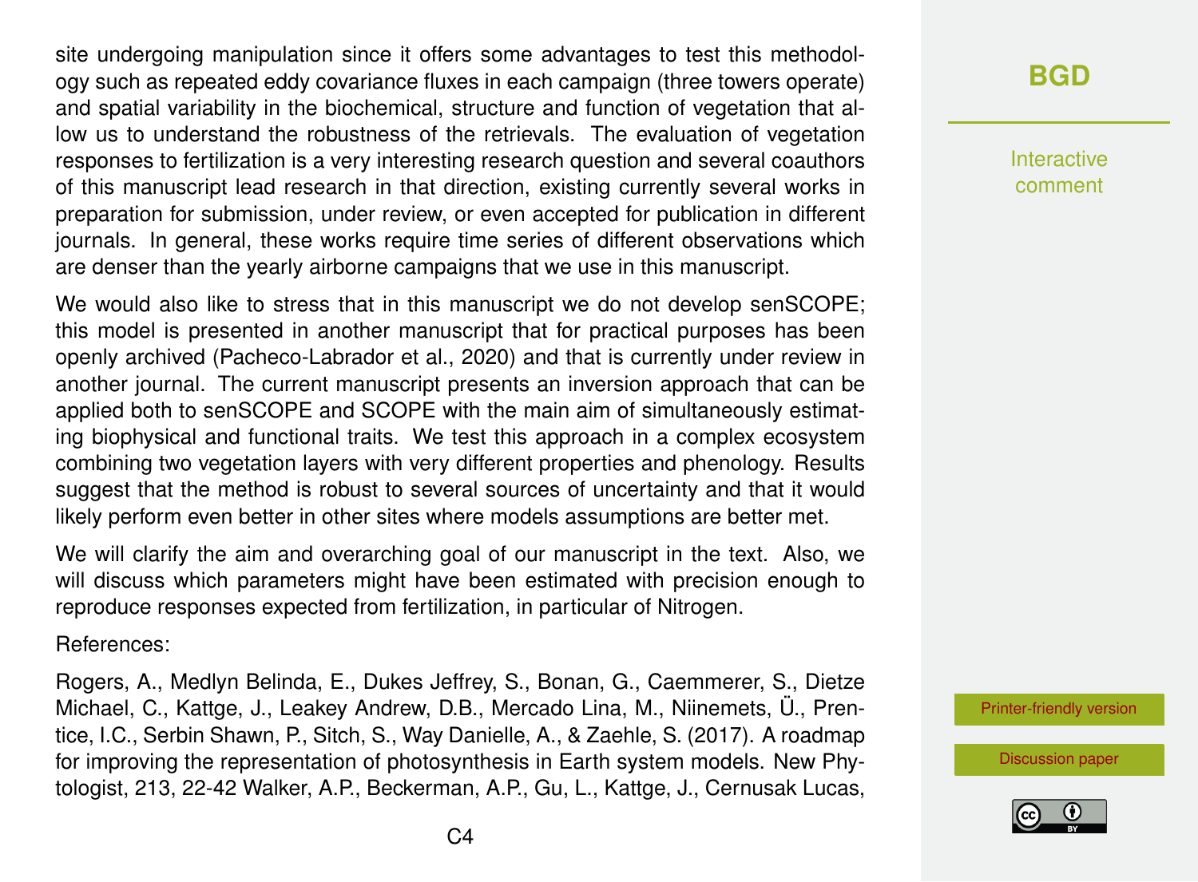site undergoing manipulation since it offers some advantages to test this methodology such as repeated eddy covariance fluxes in each campaign (three towers operate) and spatial variability in the biochemical, structure and function of vegetation that allow us to understand the robustness of the retrievals. The evaluation of vegetation responses to fertilization is a very interesting research question and several coauthors of this manuscript lead research in that direction, existing currently several works in preparation for submission, under review, or even accepted for publication in different journals. In general, these works require time series of different observations which are denser than the yearly airborne campaigns that we use in this manuscript.

We would also like to stress that in this manuscript we do not develop senSCOPE; this model is presented in another manuscript that for practical purposes has been openly archived (Pacheco-Labrador et al., 2020) and that is currently under review in another journal. The current manuscript presents an inversion approach that can be applied both to senSCOPE and SCOPE with the main aim of simultaneously estimating biophysical and functional traits. We test this approach in a complex ecosystem combining two vegetation layers with very different properties and phenology. Results suggest that the method is robust to several sources of uncertainty and that it would likely perform even better in other sites where models assumptions are better met.

We will clarify the aim and overarching goal of our manuscript in the text. Also, we will discuss which parameters might have been estimated with precision enough to reproduce responses expected from fertilization, in particular of Nitrogen.

References:

Rogers, A., Medlyn Belinda, E., Dukes Jeffrey, S., Bonan, G., Caemmerer, S., Dietze Michael, C., Kattge, J., Leakey Andrew, D.B., Mercado Lina, M., Niinemets, Ü., Prentice, I.C., Serbin Shawn, P., Sitch, S., Way Danielle, A., & Zaehle, S. (2017). A roadmap for improving the representation of photosynthesis in Earth system models. New Phytologist, 213, 22-42 Walker, A.P., Beckerman, A.P., Gu, L., Kattge, J., Cernusak Lucas,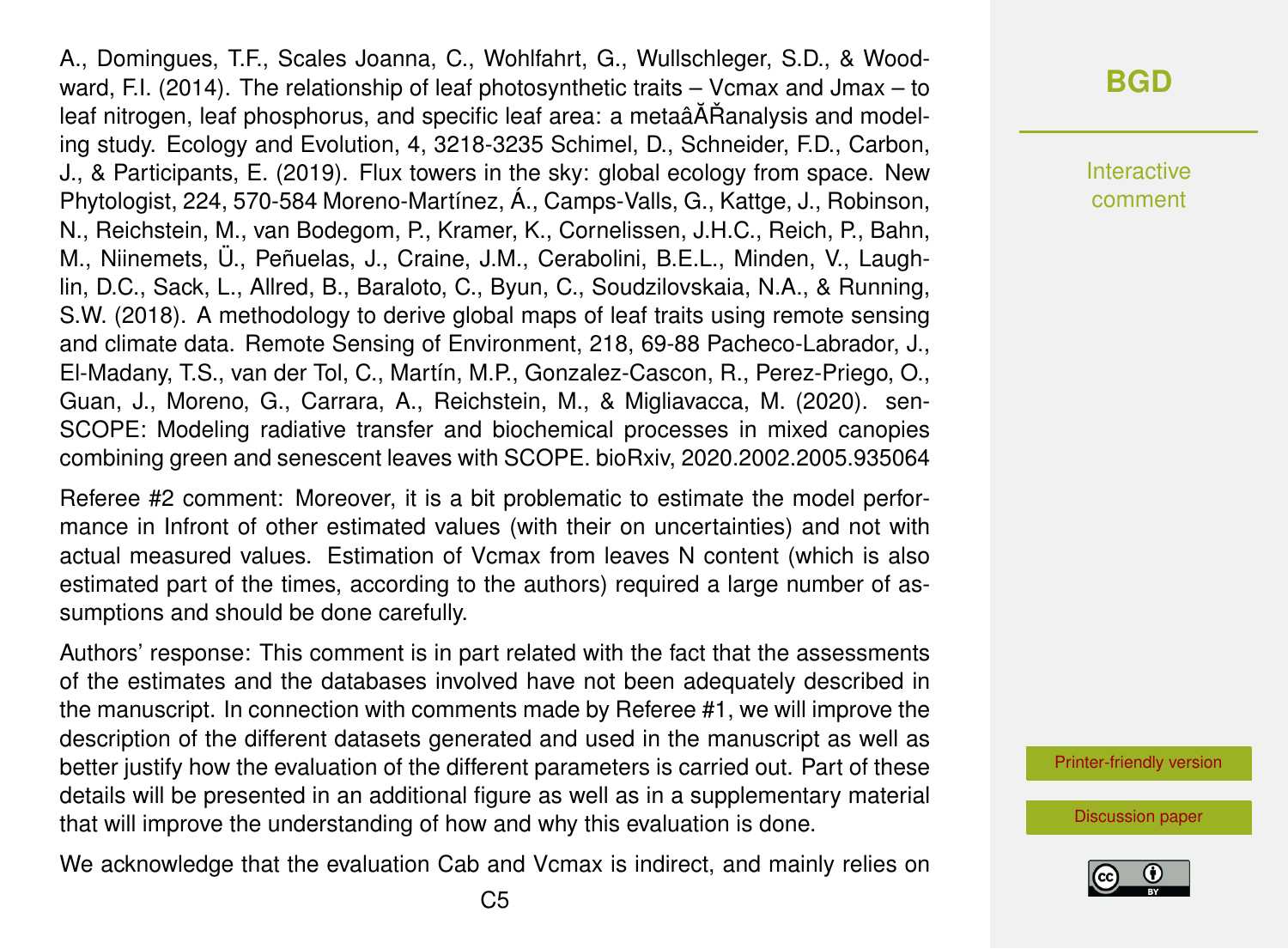A., Domingues, T.F., Scales Joanna, C., Wohlfahrt, G., Wullschleger, S.D., & Woodward, F.I. (2014). The relationship of leaf photosynthetic traits – Vcmax and Jmax – to leaf nitrogen, leaf phosphorus, and specific leaf area: a metaâĂŘanalysis and modeling study. Ecology and Evolution, 4, 3218-3235 Schimel, D., Schneider, F.D., Carbon, J., & Participants, E. (2019). Flux towers in the sky: global ecology from space. New Phytologist, 224, 570-584 Moreno-Martínez, Á., Camps-Valls, G., Kattge, J., Robinson, N., Reichstein, M., van Bodegom, P., Kramer, K., Cornelissen, J.H.C., Reich, P., Bahn, M., Niinemets, Ü., Peñuelas, J., Craine, J.M., Cerabolini, B.E.L., Minden, V., Laughlin, D.C., Sack, L., Allred, B., Baraloto, C., Byun, C., Soudzilovskaia, N.A., & Running, S.W. (2018). A methodology to derive global maps of leaf traits using remote sensing and climate data. Remote Sensing of Environment, 218, 69-88 Pacheco-Labrador, J., El-Madany, T.S., van der Tol, C., Martín, M.P., Gonzalez-Cascon, R., Perez-Priego, O., Guan, J., Moreno, G., Carrara, A., Reichstein, M., & Migliavacca, M. (2020). sen-SCOPE: Modeling radiative transfer and biochemical processes in mixed canopies combining green and senescent leaves with SCOPE. bioRxiv, 2020.2002.2005.935064

Referee #2 comment: Moreover, it is a bit problematic to estimate the model performance in Infront of other estimated values (with their on uncertainties) and not with actual measured values. Estimation of Vcmax from leaves N content (which is also estimated part of the times, according to the authors) required a large number of assumptions and should be done carefully.

Authors' response: This comment is in part related with the fact that the assessments of the estimates and the databases involved have not been adequately described in the manuscript. In connection with comments made by Referee #1, we will improve the description of the different datasets generated and used in the manuscript as well as better justify how the evaluation of the different parameters is carried out. Part of these details will be presented in an additional figure as well as in a supplementary material that will improve the understanding of how and why this evaluation is done.

We acknowledge that the evaluation Cab and Vcmax is indirect, and mainly relies on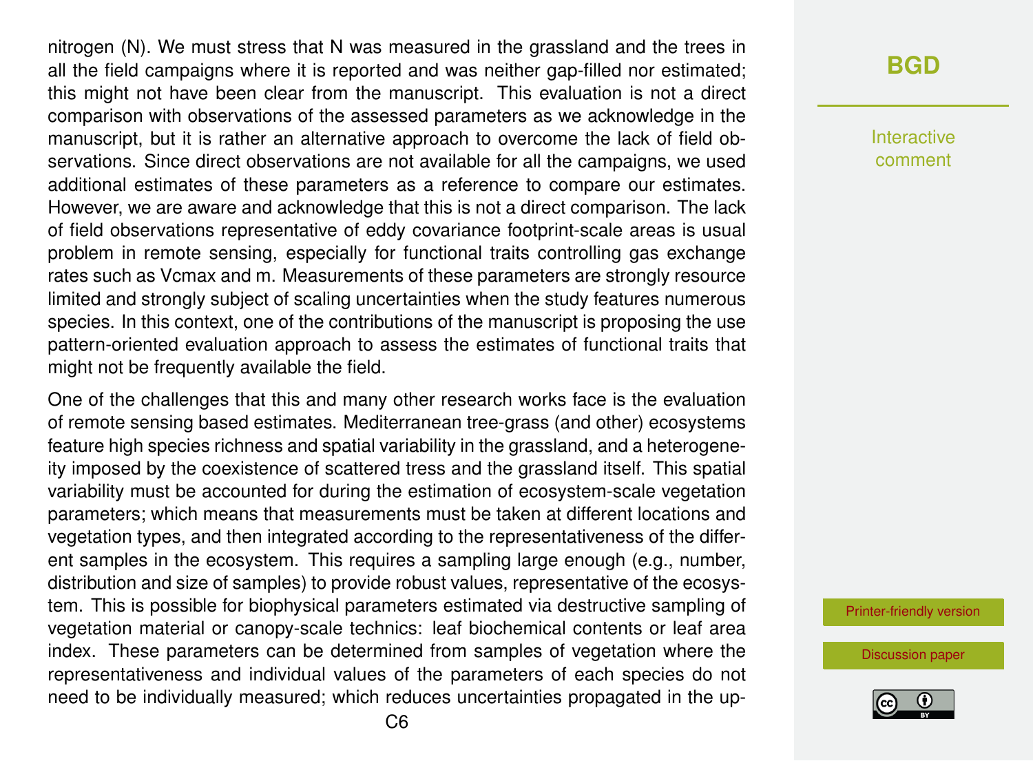nitrogen (N). We must stress that N was measured in the grassland and the trees in all the field campaigns where it is reported and was neither gap-filled nor estimated; this might not have been clear from the manuscript. This evaluation is not a direct comparison with observations of the assessed parameters as we acknowledge in the manuscript, but it is rather an alternative approach to overcome the lack of field observations. Since direct observations are not available for all the campaigns, we used additional estimates of these parameters as a reference to compare our estimates. However, we are aware and acknowledge that this is not a direct comparison. The lack of field observations representative of eddy covariance footprint-scale areas is usual problem in remote sensing, especially for functional traits controlling gas exchange rates such as Vcmax and m. Measurements of these parameters are strongly resource limited and strongly subject of scaling uncertainties when the study features numerous species. In this context, one of the contributions of the manuscript is proposing the use pattern-oriented evaluation approach to assess the estimates of functional traits that might not be frequently available the field.

One of the challenges that this and many other research works face is the evaluation of remote sensing based estimates. Mediterranean tree-grass (and other) ecosystems feature high species richness and spatial variability in the grassland, and a heterogeneity imposed by the coexistence of scattered tress and the grassland itself. This spatial variability must be accounted for during the estimation of ecosystem-scale vegetation parameters; which means that measurements must be taken at different locations and vegetation types, and then integrated according to the representativeness of the different samples in the ecosystem. This requires a sampling large enough (e.g., number, distribution and size of samples) to provide robust values, representative of the ecosystem. This is possible for biophysical parameters estimated via destructive sampling of vegetation material or canopy-scale technics: leaf biochemical contents or leaf area index. These parameters can be determined from samples of vegetation where the representativeness and individual values of the parameters of each species do not need to be individually measured; which reduces uncertainties propagated in the up-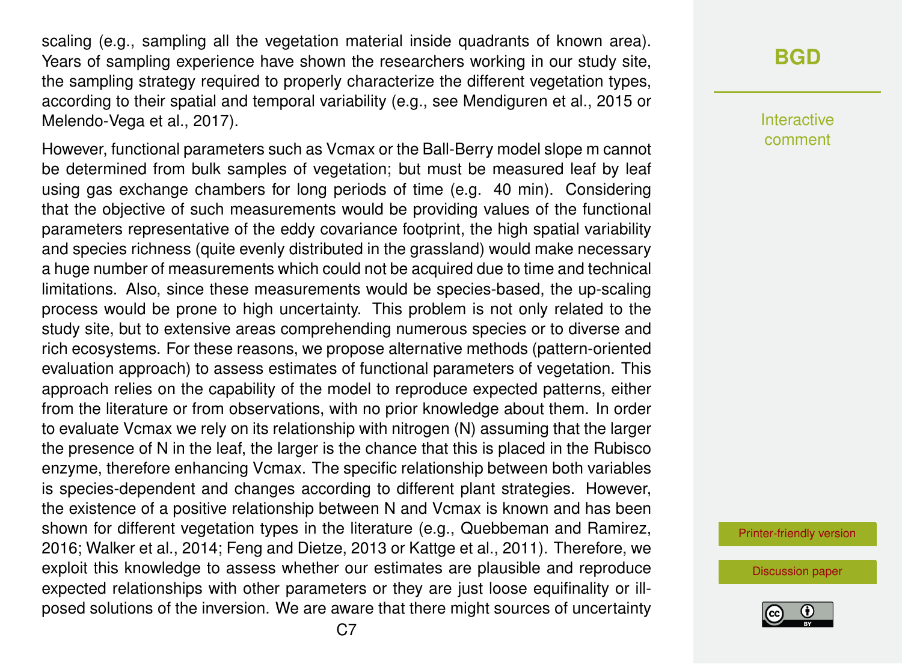scaling (e.g., sampling all the vegetation material inside quadrants of known area). Years of sampling experience have shown the researchers working in our study site, the sampling strategy required to properly characterize the different vegetation types, according to their spatial and temporal variability (e.g., see Mendiguren et al., 2015 or Melendo-Vega et al., 2017).

However, functional parameters such as Vcmax or the Ball-Berry model slope m cannot be determined from bulk samples of vegetation; but must be measured leaf by leaf using gas exchange chambers for long periods of time (e.g. 40 min). Considering that the objective of such measurements would be providing values of the functional parameters representative of the eddy covariance footprint, the high spatial variability and species richness (quite evenly distributed in the grassland) would make necessary a huge number of measurements which could not be acquired due to time and technical limitations. Also, since these measurements would be species-based, the up-scaling process would be prone to high uncertainty. This problem is not only related to the study site, but to extensive areas comprehending numerous species or to diverse and rich ecosystems. For these reasons, we propose alternative methods (pattern-oriented evaluation approach) to assess estimates of functional parameters of vegetation. This approach relies on the capability of the model to reproduce expected patterns, either from the literature or from observations, with no prior knowledge about them. In order to evaluate Vcmax we rely on its relationship with nitrogen (N) assuming that the larger the presence of N in the leaf, the larger is the chance that this is placed in the Rubisco enzyme, therefore enhancing Vcmax. The specific relationship between both variables is species-dependent and changes according to different plant strategies. However, the existence of a positive relationship between N and Vcmax is known and has been shown for different vegetation types in the literature (e.g., Quebbeman and Ramirez, 2016; Walker et al., 2014; Feng and Dietze, 2013 or Kattge et al., 2011). Therefore, we exploit this knowledge to assess whether our estimates are plausible and reproduce expected relationships with other parameters or they are just loose equifinality or ill-posed solutions of the inversion. We are aware that there might sources of uncertainty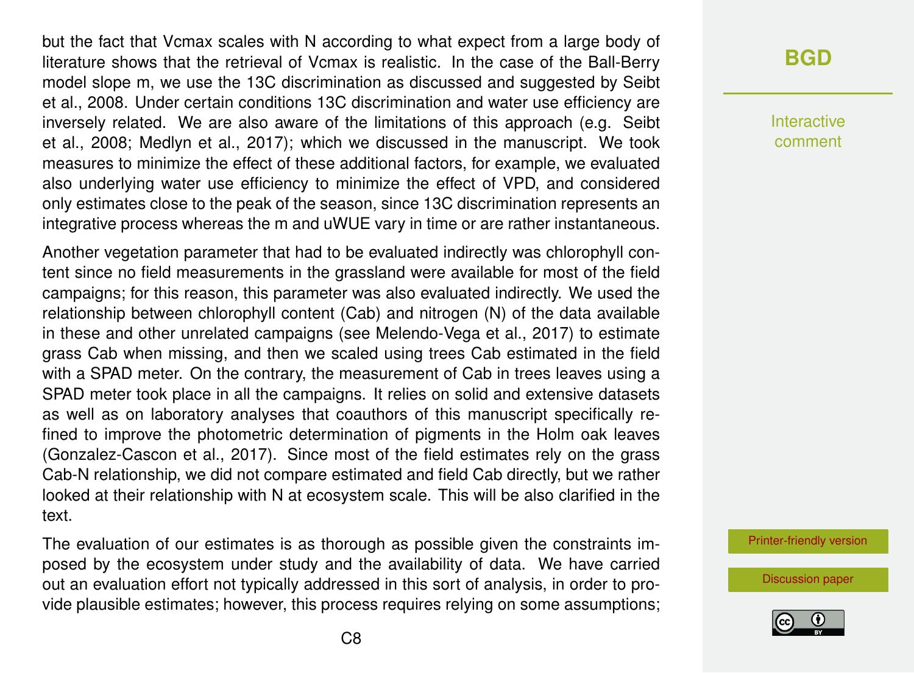but the fact that Vcmax scales with N according to what expect from a large body of literature shows that the retrieval of Vcmax is realistic. In the case of the Ball-Berry model slope m, we use the 13C discrimination as discussed and suggested by Seibt et al., 2008. Under certain conditions 13C discrimination and water use efficiency are inversely related. We are also aware of the limitations of this approach (e.g. Seibt et al., 2008; Medlyn et al., 2017); which we discussed in the manuscript. We took measures to minimize the effect of these additional factors, for example, we evaluated also underlying water use efficiency to minimize the effect of VPD, and considered only estimates close to the peak of the season, since 13C discrimination represents an integrative process whereas the m and uWUE vary in time or are rather instantaneous.

Another vegetation parameter that had to be evaluated indirectly was chlorophyll content since no field measurements in the grassland were available for most of the field campaigns; for this reason, this parameter was also evaluated indirectly. We used the relationship between chlorophyll content (Cab) and nitrogen (N) of the data available in these and other unrelated campaigns (see Melendo-Vega et al., 2017) to estimate grass Cab when missing, and then we scaled using trees Cab estimated in the field with a SPAD meter. On the contrary, the measurement of Cab in trees leaves using a SPAD meter took place in all the campaigns. It relies on solid and extensive datasets as well as on laboratory analyses that coauthors of this manuscript specifically refined to improve the photometric determination of pigments in the Holm oak leaves (Gonzalez-Cascon et al., 2017). Since most of the field estimates rely on the grass Cab-N relationship, we did not compare estimated and field Cab directly, but we rather looked at their relationship with N at ecosystem scale. This will be also clarified in the text.

The evaluation of our estimates is as thorough as possible given the constraints imposed by the ecosystem under study and the availability of data. We have carried out an evaluation effort not typically addressed in this sort of analysis, in order to provide plausible estimates; however, this process requires relying on some assumptions;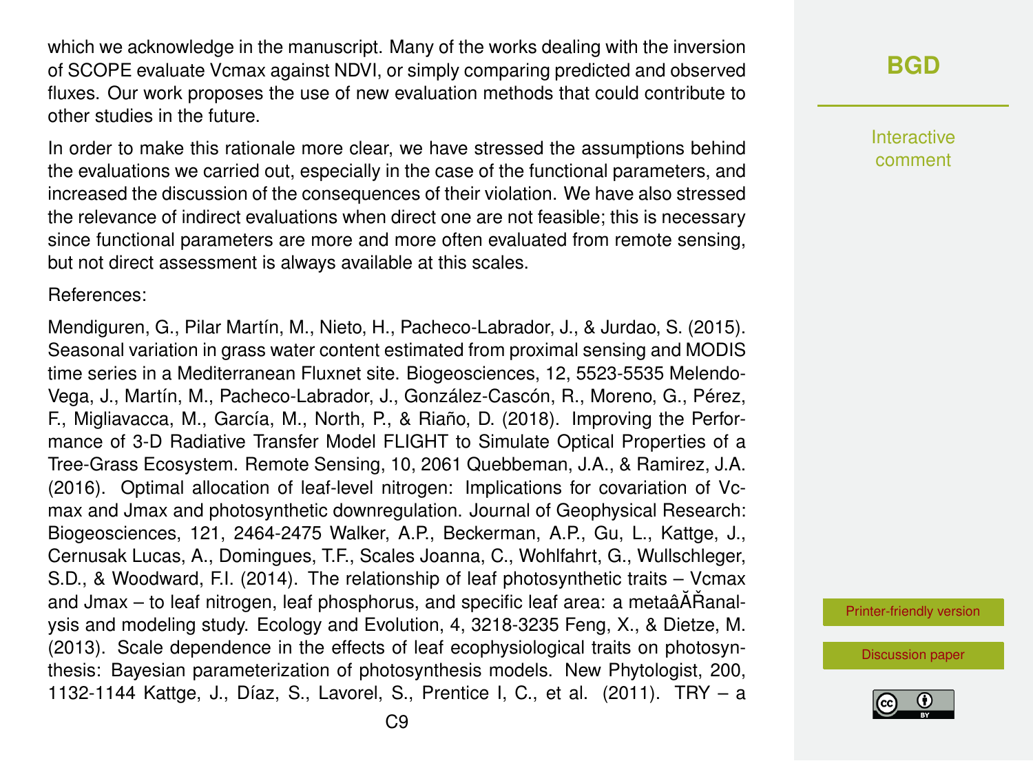which we acknowledge in the manuscript. Many of the works dealing with the inversion of SCOPE evaluate Vcmax against NDVI, or simply comparing predicted and observed fluxes. Our work proposes the use of new evaluation methods that could contribute to other studies in the future.

In order to make this rationale more clear, we have stressed the assumptions behind the evaluations we carried out, especially in the case of the functional parameters, and increased the discussion of the consequences of their violation. We have also stressed the relevance of indirect evaluations when direct one are not feasible; this is necessary since functional parameters are more and more often evaluated from remote sensing, but not direct assessment is always available at this scales.

References:

Mendiguren, G., Pilar Martín, M., Nieto, H., Pacheco-Labrador, J., & Jurdao, S. (2015). Seasonal variation in grass water content estimated from proximal sensing and MODIS time series in a Mediterranean Fluxnet site. Biogeosciences, 12, 5523-5535 Melendo-Vega, J., Martín, M., Pacheco-Labrador, J., González-Cascón, R., Moreno, G., Pérez, F., Migliavacca, M., García, M., North, P., & Riaño, D. (2018). Improving the Performance of 3-D Radiative Transfer Model FLIGHT to Simulate Optical Properties of a Tree-Grass Ecosystem. Remote Sensing, 10, 2061 Quebbeman, J.A., & Ramirez, J.A. (2016). Optimal allocation of leaf-level nitrogen: Implications for covariation of Vcmax and Jmax and photosynthetic downregulation. Journal of Geophysical Research: Biogeosciences, 121, 2464-2475 Walker, A.P., Beckerman, A.P., Gu, L., Kattge, J., Cernusak Lucas, A., Domingues, T.F., Scales Joanna, C., Wohlfahrt, G., Wullschleger, S.D., & Woodward, F.I. (2014). The relationship of leaf photosynthetic traits – Vcmax and Jmax – to leaf nitrogen, leaf phosphorus, and specific leaf area: a metaâĂŘanalysis and modeling study. Ecology and Evolution, 4, 3218-3235 Feng, X., & Dietze, M. (2013). Scale dependence in the effects of leaf ecophysiological traits on photosynthesis: Bayesian parameterization of photosynthesis models. New Phytologist, 200, 1132-1144 Kattge, J., Díaz, S., Lavorel, S., Prentice I, C., et al. (2011). TRY – a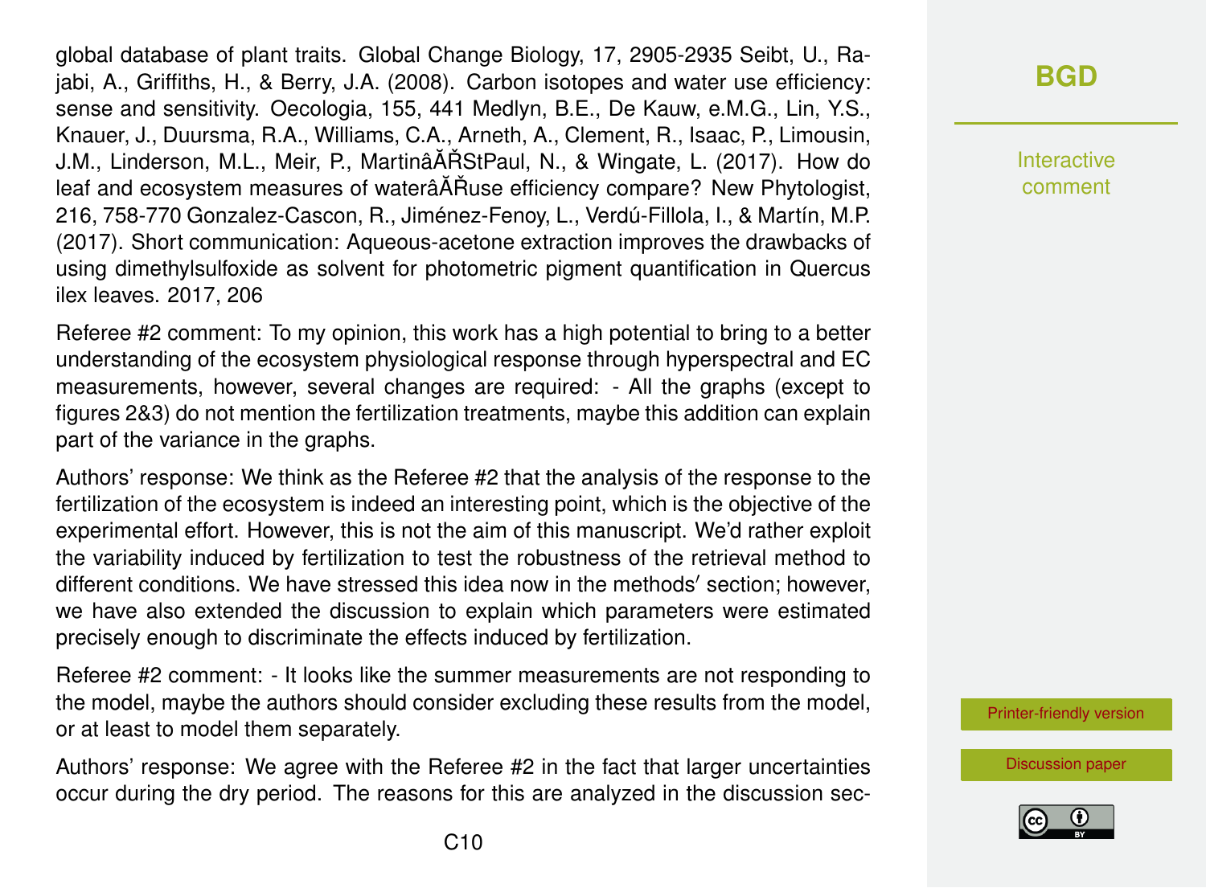global database of plant traits. Global Change Biology, 17, 2905-2935 Seibt, U., Rajabi, A., Griffiths, H., & Berry, J.A. (2008). Carbon isotopes and water use efficiency: sense and sensitivity. Oecologia, 155, 441 Medlyn, B.E., De Kauw, e.M.G., Lin, Y.S., Knauer, J., Duursma, R.A., Williams, C.A., Arneth, A., Clement, R., Isaac, P., Limousin, J.M., Linderson, M.L., Meir, P., MartinâĂŘStPaul, N., & Wingate, L. (2017). How do leaf and ecosystem measures of waterâĂŘuse efficiency compare? New Phytologist, 216, 758-770 Gonzalez-Cascon, R., Jiménez-Fenoy, L., Verdú-Fillola, I., & Martín, M.P. (2017). Short communication: Aqueous-acetone extraction improves the drawbacks of using dimethylsulfoxide as solvent for photometric pigment quantification in Quercus ilex leaves. 2017, 206

Referee #2 comment: To my opinion, this work has a high potential to bring to a better understanding of the ecosystem physiological response through hyperspectral and EC measurements, however, several changes are required: - All the graphs (except to figures 2&3) do not mention the fertilization treatments, maybe this addition can explain part of the variance in the graphs.

Authors' response: We think as the Referee #2 that the analysis of the response to the fertilization of the ecosystem is indeed an interesting point, which is the objective of the experimental effort. However, this is not the aim of this manuscript. We'd rather exploit the variability induced by fertilization to test the robustness of the retrieval method to different conditions. We have stressed this idea now in the methods′ section; however, we have also extended the discussion to explain which parameters were estimated precisely enough to discriminate the effects induced by fertilization.

Referee #2 comment: - It looks like the summer measurements are not responding to the model, maybe the authors should consider excluding these results from the model, or at least to model them separately.

Authors' response: We agree with the Referee #2 in the fact that larger uncertainties occur during the dry period. The reasons for this are analyzed in the discussion sec-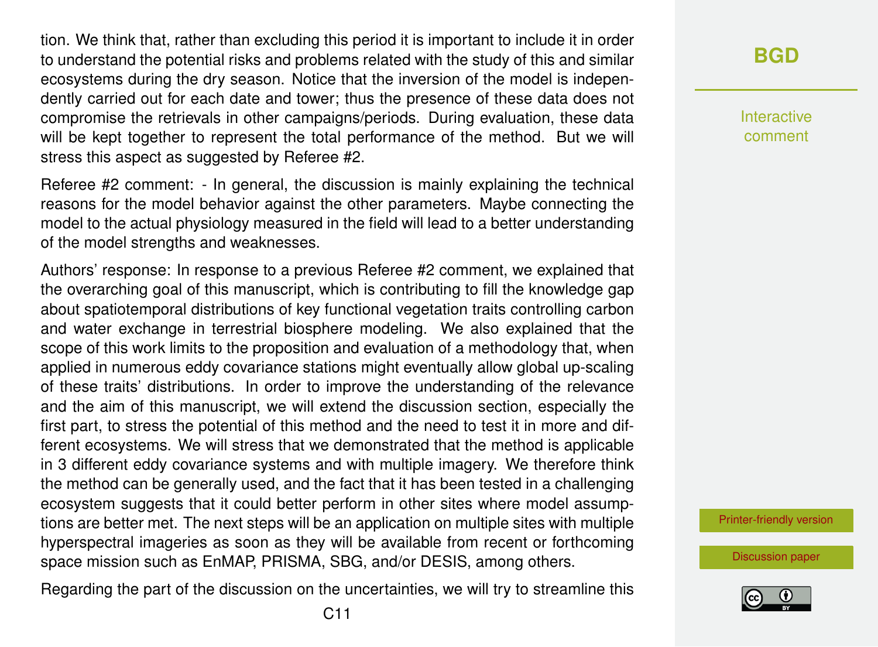tion. We think that, rather than excluding this period it is important to include it in order to understand the potential risks and problems related with the study of this and similar ecosystems during the dry season. Notice that the inversion of the model is independently carried out for each date and tower; thus the presence of these data does not compromise the retrievals in other campaigns/periods. During evaluation, these data will be kept together to represent the total performance of the method. But we will stress this aspect as suggested by Referee #2.

Referee #2 comment: - In general, the discussion is mainly explaining the technical reasons for the model behavior against the other parameters. Maybe connecting the model to the actual physiology measured in the field will lead to a better understanding of the model strengths and weaknesses.

Authors' response: In response to a previous Referee #2 comment, we explained that the overarching goal of this manuscript, which is contributing to fill the knowledge gap about spatiotemporal distributions of key functional vegetation traits controlling carbon and water exchange in terrestrial biosphere modeling. We also explained that the scope of this work limits to the proposition and evaluation of a methodology that, when applied in numerous eddy covariance stations might eventually allow global up-scaling of these traits' distributions. In order to improve the understanding of the relevance and the aim of this manuscript, we will extend the discussion section, especially the first part, to stress the potential of this method and the need to test it in more and different ecosystems. We will stress that we demonstrated that the method is applicable in 3 different eddy covariance systems and with multiple imagery. We therefore think the method can be generally used, and the fact that it has been tested in a challenging ecosystem suggests that it could better perform in other sites where model assumptions are better met. The next steps will be an application on multiple sites with multiple hyperspectral imageries as soon as they will be available from recent or forthcoming space mission such as EnMAP, PRISMA, SBG, and/or DESIS, among others.

Regarding the part of the discussion on the uncertainties, we will try to streamline this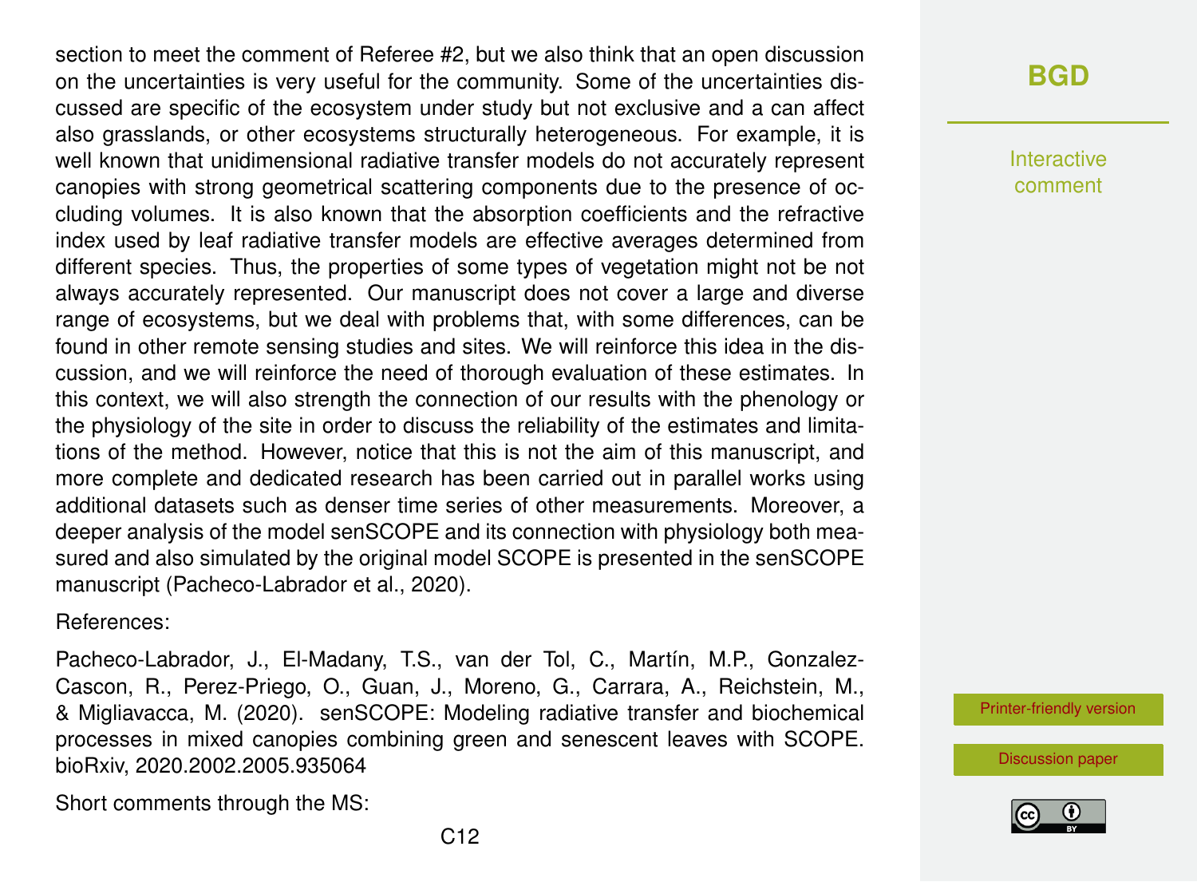section to meet the comment of Referee #2, but we also think that an open discussion on the uncertainties is very useful for the community. Some of the uncertainties discussed are specific of the ecosystem under study but not exclusive and a can affect also grasslands, or other ecosystems structurally heterogeneous. For example, it is well known that unidimensional radiative transfer models do not accurately represent canopies with strong geometrical scattering components due to the presence of occluding volumes. It is also known that the absorption coefficients and the refractive index used by leaf radiative transfer models are effective averages determined from different species. Thus, the properties of some types of vegetation might not be not always accurately represented. Our manuscript does not cover a large and diverse range of ecosystems, but we deal with problems that, with some differences, can be found in other remote sensing studies and sites. We will reinforce this idea in the discussion, and we will reinforce the need of thorough evaluation of these estimates. In this context, we will also strength the connection of our results with the phenology or the physiology of the site in order to discuss the reliability of the estimates and limitations of the method. However, notice that this is not the aim of this manuscript, and more complete and dedicated research has been carried out in parallel works using additional datasets such as denser time series of other measurements. Moreover, a deeper analysis of the model senSCOPE and its connection with physiology both measured and also simulated by the original model SCOPE is presented in the senSCOPE manuscript (Pacheco-Labrador et al., 2020).

References:

Pacheco-Labrador, J., El-Madany, T.S., van der Tol, C., Martín, M.P., Gonzalez-Cascon, R., Perez-Priego, O., Guan, J., Moreno, G., Carrara, A., Reichstein, M., & Migliavacca, M. (2020). senSCOPE: Modeling radiative transfer and biochemical processes in mixed canopies combining green and senescent leaves with SCOPE. bioRxiv, 2020.2002.2005.935064

Short comments through the MS: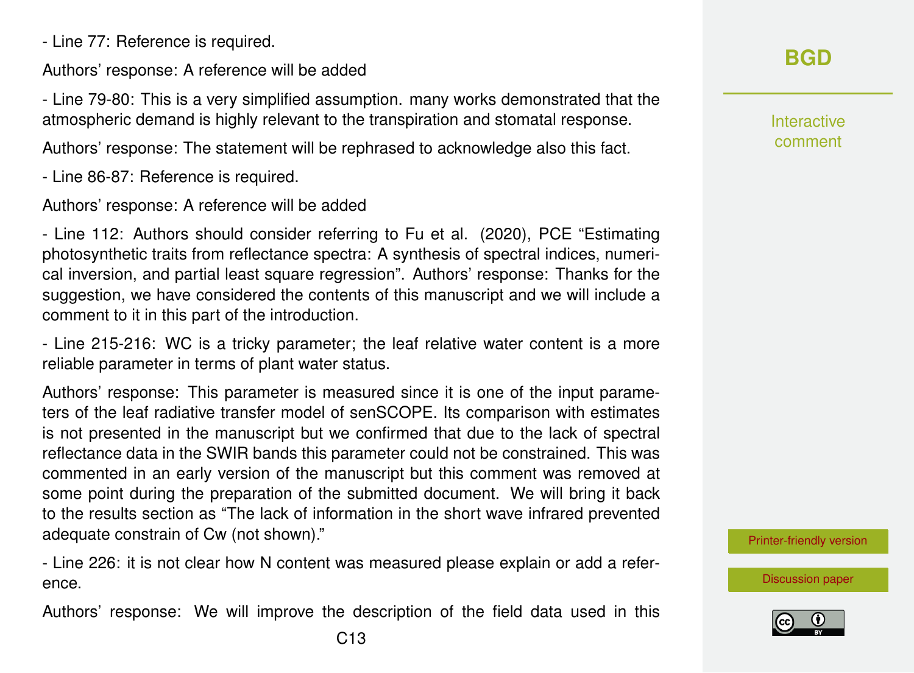- Line 77: Reference is required.

Authors' response: A reference will be added

- Line 79-80: This is a very simplified assumption. many works demonstrated that the atmospheric demand is highly relevant to the transpiration and stomatal response.

Authors' response: The statement will be rephrased to acknowledge also this fact.

- Line 86-87: Reference is required.

Authors' response: A reference will be added

- Line 112: Authors should consider referring to Fu et al. (2020), PCE "Estimating photosynthetic traits from reflectance spectra: A synthesis of spectral indices, numerical inversion, and partial least square regression". Authors' response: Thanks for the suggestion, we have considered the contents of this manuscript and we will include a comment to it in this part of the introduction.

- Line 215-216: WC is a tricky parameter; the leaf relative water content is a more reliable parameter in terms of plant water status.

Authors' response: This parameter is measured since it is one of the input parameters of the leaf radiative transfer model of senSCOPE. Its comparison with estimates is not presented in the manuscript but we confirmed that due to the lack of spectral reflectance data in the SWIR bands this parameter could not be constrained. This was commented in an early version of the manuscript but this comment was removed at some point during the preparation of the submitted document. We will bring it back to the results section as "The lack of information in the short wave infrared prevented adequate constrain of Cw (not shown)."

- Line 226: it is not clear how N content was measured please explain or add a reference.

Authors' response: We will improve the description of the field data used in this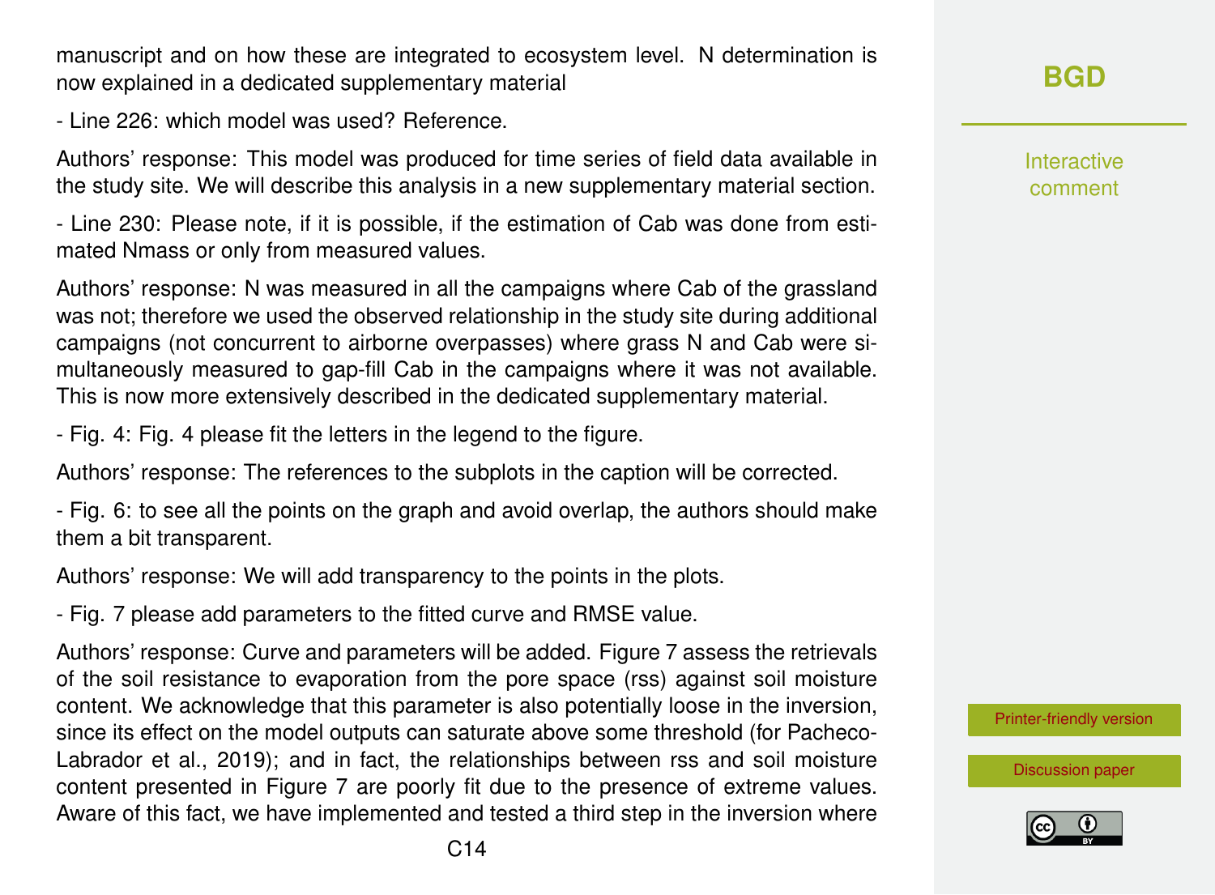manuscript and on how these are integrated to ecosystem level. N determination is now explained in a dedicated supplementary material

- Line 226: which model was used? Reference.

Authors' response: This model was produced for time series of field data available in the study site. We will describe this analysis in a new supplementary material section.

- Line 230: Please note, if it is possible, if the estimation of Cab was done from estimated Nmass or only from measured values.

Authors' response: N was measured in all the campaigns where Cab of the grassland was not; therefore we used the observed relationship in the study site during additional campaigns (not concurrent to airborne overpasses) where grass N and Cab were simultaneously measured to gap-fill Cab in the campaigns where it was not available. This is now more extensively described in the dedicated supplementary material.

- Fig. 4: Fig. 4 please fit the letters in the legend to the figure.

Authors' response: The references to the subplots in the caption will be corrected.

- Fig. 6: to see all the points on the graph and avoid overlap, the authors should make them a bit transparent.

Authors' response: We will add transparency to the points in the plots.

- Fig. 7 please add parameters to the fitted curve and RMSE value.

Authors' response: Curve and parameters will be added. Figure 7 assess the retrievals of the soil resistance to evaporation from the pore space (rss) against soil moisture content. We acknowledge that this parameter is also potentially loose in the inversion, since its effect on the model outputs can saturate above some threshold (for Pacheco-Labrador et al., 2019); and in fact, the relationships between rss and soil moisture content presented in Figure 7 are poorly fit due to the presence of extreme values. Aware of this fact, we have implemented and tested a third step in the inversion where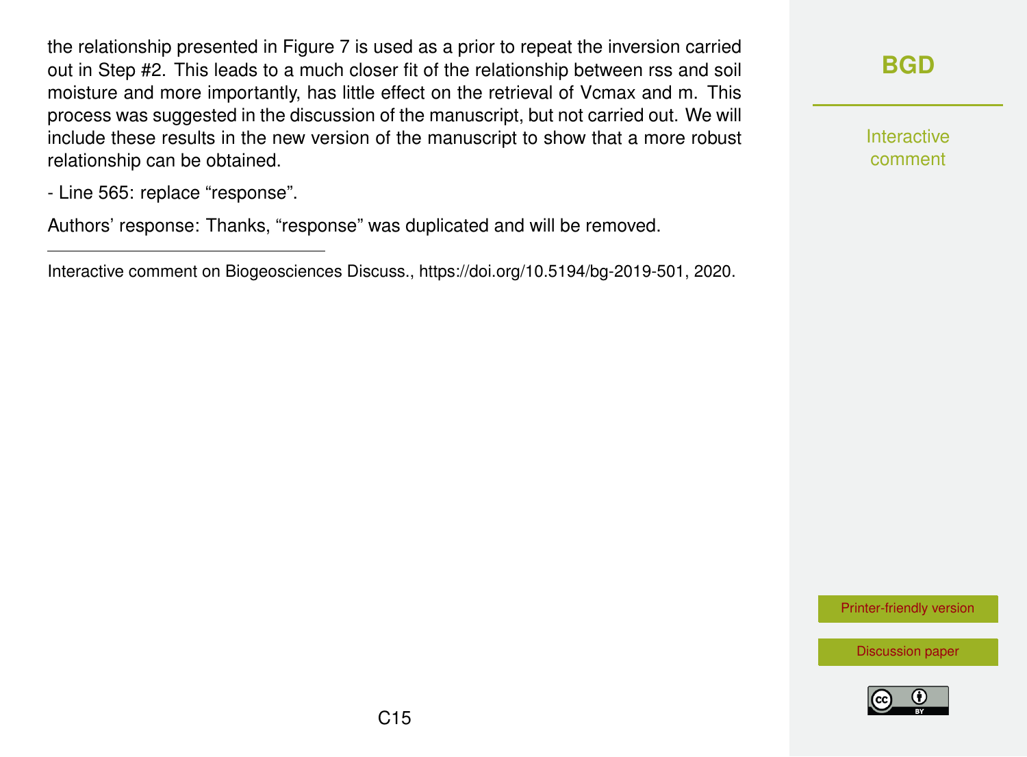the relationship presented in Figure 7 is used as a prior to repeat the inversion carried out in Step #2. This leads to a much closer fit of the relationship between rss and soil moisture and more importantly, has little effect on the retrieval of Vcmax and m. This process was suggested in the discussion of the manuscript, but not carried out. We will include these results in the new version of the manuscript to show that a more robust relationship can be obtained.

- Line 565: replace “response”.

Authors’ response: Thanks, “response” was duplicated and will be removed.

---

Interactive comment on Biogeosciences Discuss., https://doi.org/10.5194/bg-2019-501, 2020.